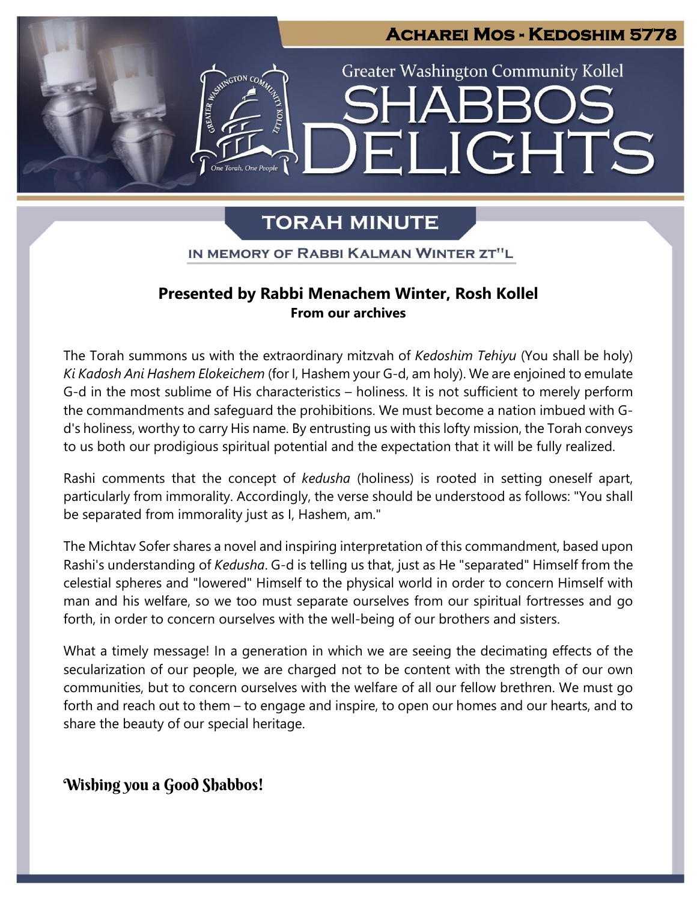# Acharei Mos - Kedoshim 5778

Greater Washington Community Kollel

# Shabbos Delights

## Torah Minute

In memory of Rabbi Kalman Winter zt"l

**Presented by Rabbi Menachem Winter, Rosh Kollel**
**From our archives**

The Torah summons us with the extraordinary mitzvah of *Kedoshim Tehiyu* (You shall be holy) *Ki Kadosh Ani Hashem Elokeichem* (for I, Hashem your G-d, am holy). We are enjoined to emulate G-d in the most sublime of His characteristics – holiness. It is not sufficient to merely perform the commandments and safeguard the prohibitions. We must become a nation imbued with G-d's holiness, worthy to carry His name. By entrusting us with this lofty mission, the Torah conveys to us both our prodigious spiritual potential and the expectation that it will be fully realized.

Rashi comments that the concept of *kedusha* (holiness) is rooted in setting oneself apart, particularly from immorality. Accordingly, the verse should be understood as follows: "You shall be separated from immorality just as I, Hashem, am."

The Michtav Sofer shares a novel and inspiring interpretation of this commandment, based upon Rashi's understanding of *Kedusha*. G-d is telling us that, just as He "separated" Himself from the celestial spheres and "lowered" Himself to the physical world in order to concern Himself with man and his welfare, so we too must separate ourselves from our spiritual fortresses and go forth, in order to concern ourselves with the well-being of our brothers and sisters.

What a timely message! In a generation in which we are seeing the decimating effects of the secularization of our people, we are charged not to be content with the strength of our own communities, but to concern ourselves with the welfare of all our fellow brethren. We must go forth and reach out to them – to engage and inspire, to open our homes and our hearts, and to share the beauty of our special heritage.

Wishing you a Good Shabbos!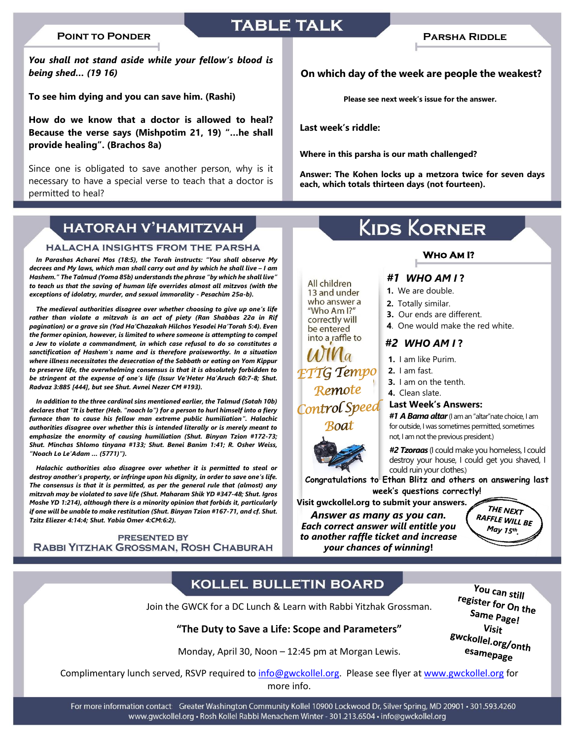# TABLE TALK

## Point to Ponder

***You shall not stand aside while your fellow's blood is being shed... (19 16)***

**To see him dying and you can save him. (Rashi)**

**How do we know that a doctor is allowed to heal? Because the verse says (Mishpotim 21, 19) "...he shall provide healing". (Brachos 8a)**

Since one is obligated to save another person, why is it necessary to have a special verse to teach that a doctor is permitted to heal?

## Parsha Riddle

**On which day of the week are people the weakest?**

**Please see next week's issue for the answer.**

**Last week's riddle:**

**Where in this parsha is our math challenged?**

**Answer: The Kohen locks up a metzora twice for seven days each, which totals thirteen days (not fourteen).**

# HATORAH V'HAMITZVAH

## HALACHA INSIGHTS FROM THE PARSHA

***In Parashas Acharei Mos (18:5), the Torah instructs: "You shall observe My decrees and My laws, which man shall carry out and by which he shall live – I am Hashem." The Talmud (Yoma 85b) understands the phrase "by which he shall live" to teach us that the saving of human life overrides almost all mitzvos (with the exceptions of idolatry, murder, and sexual immorality - Pesachim 25a-b).***

***The medieval authorities disagree over whether choosing to give up one's life rather than violate a mitzvah is an act of piety (Ran Shabbas 22a in Rif pagination) or a grave sin (Yad Ha'Chazakah Hilchos Yesodei Ha'Torah 5:4). Even the former opinion, however, is limited to where someone is attempting to compel a Jew to violate a commandment, in which case refusal to do so constitutes a sanctification of Hashem's name and is therefore praiseworthy. In a situation where illness necessitates the desecration of the Sabbath or eating on Yom Kippur to preserve life, the overwhelming consensus is that it is absolutely forbidden to be stringent at the expense of one's life (Issur Ve'Heter Ha'Aruch 60:7-8; Shut. Radvaz 3:885 [444], but see Shut. Avnei Nezer CM #193).***

***In addition to the three cardinal sins mentioned earlier, the Talmud (Sotah 10b) declares that "It is better (Heb. "noach lo") for a person to hurl himself into a fiery furnace than to cause his fellow man extreme public humiliation". Halachic authorities disagree over whether this is intended literally or is merely meant to emphasize the enormity of causing humiliation (Shut. Binyan Tzion #172-73; Shut. Minchas Shlomo tinyana #133; Shut. Benei Banim 1:41; R. Osher Weiss, "Noach Lo Le'Adam ... (5771)").***

***Halachic authorities also disagree over whether it is permitted to steal or destroy another's property, or infringe upon his dignity, in order to save one's life. The consensus is that it is permitted, as per the general rule that (almost) any mitzvah may be violated to save life (Shut. Maharam Shik YD #347-48; Shut. Igros Moshe YD 1:214), although there is a minority opinion that forbids it, particularly if one will be unable to make restitution (Shut. Binyan Tzion #167-71, and cf. Shut. Tzitz Eliezer 4:14:4; Shut. Yabia Omer 4:CM:6:2).***

PRESENTED BY
RABBI YITZHAK GROSSMAN, ROSH CHABURAH

# KIDS KORNER

## Who Am I?

All children 13 and under who answer a "Who Am I?" correctly will be entered into a raffle to

Win a ETTG Tempo Remote Control Speed Boat

### #1 WHO AM I ?

1. We are double.
2. Totally similar.
3. Our ends are different.
4. One would make the red white.

### #2 WHO AM I ?

1. I am like Purim.
2. I am fast.
3. I am on the tenth.
4. Clean slate.

### Last Week's Answers:

***#1 A Bama altar*** (I am an "altar"nate choice, I am for outside, I was sometimes permitted, sometimes not, I am not the previous president.)

***#2 Tzoraas*** (I could make you homeless, I could destroy your house, I could get you shaved, I could ruin your clothes.)

Congratulations to Ethan Blitz and others on answering last week's questions correctly!

**Visit gwckolel.org to submit your answers.**

***Answer as many as you can. Each correct answer will entitle you to another raffle ticket and increase your chances of winning!***

THE NEXT RAFFLE WILL BE May 15th.

# KOLLEL BULLETIN BOARD

Join the GWCK for a DC Lunch & Learn with Rabbi Yitzhak Grossman.

**"The Duty to Save a Life: Scope and Parameters"**

Monday, April 30, Noon – 12:45 pm at Morgan Lewis.

Complimentary lunch served, RSVP required to info@gwckollel.org. Please see flyer at www.gwckollel.org for more info.

You can still register for On the Same Page! Visit gwckollel.org/onthesamepage

For more information contact Greater Washington Community Kollel 10900 Lockwood Dr, Silver Spring, MD 20901 • 301.593.4260
www.gwckollel.org • Rosh Kollel Rabbi Menachem Winter - 301.213.6504 • info@gwckollel.org